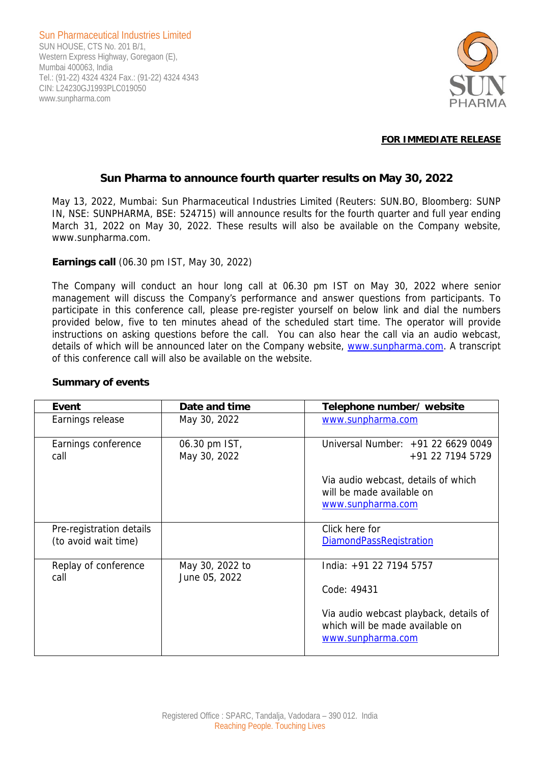Sun Pharmaceutical Industries Limited
SUN HOUSE, CTS No. 201 B/1,
Western Express Highway, Goregaon (E),
Mumbai 400063, India
Tel.: (91-22) 4324 4324 Fax.: (91-22) 4324 4343
CIN: L24230GJ1993PLC019050
www.sunpharma.com

**FOR IMMEDIATE RELEASE**

## Sun Pharma to announce fourth quarter results on May 30, 2022

May 13, 2022, Mumbai: Sun Pharmaceutical Industries Limited (Reuters: SUN.BO, Bloomberg: SUNP IN, NSE: SUNPHARMA, BSE: 524715) will announce results for the fourth quarter and full year ending March 31, 2022 on May 30, 2022. These results will also be available on the Company website, www.sunpharma.com.

**Earnings call** (06.30 pm IST, May 30, 2022)

The Company will conduct an hour long call at 06.30 pm IST on May 30, 2022 where senior management will discuss the Company's performance and answer questions from participants. To participate in this conference call, please pre-register yourself on below link and dial the numbers provided below, five to ten minutes ahead of the scheduled start time. The operator will provide instructions on asking questions before the call. You can also hear the call via an audio webcast, details of which will be announced later on the Company website, www.sunpharma.com. A transcript of this conference call will also be available on the website.

**Summary of events**

| Event | Date and time | Telephone number/ website |
|---|---|---|
| Earnings release | May 30, 2022 | www.sunpharma.com |
| Earnings conference call | 06.30 pm IST, May 30, 2022 | Universal Number: +91 22 6629 0049 +91 22 7194 5729<br><br>Via audio webcast, details of which will be made available on www.sunpharma.com |
| Pre-registration details (to avoid wait time) | | Click here for DiamondPassRegistration |
| Replay of conference call | May 30, 2022 to June 05, 2022 | India: +91 22 7194 5757<br><br>Code: 49431<br><br>Via audio webcast playback, details of which will be made available on www.sunpharma.com |

Registered Office : SPARC, Tandalja, Vadodara – 390 012. India
Reaching People. Touching Lives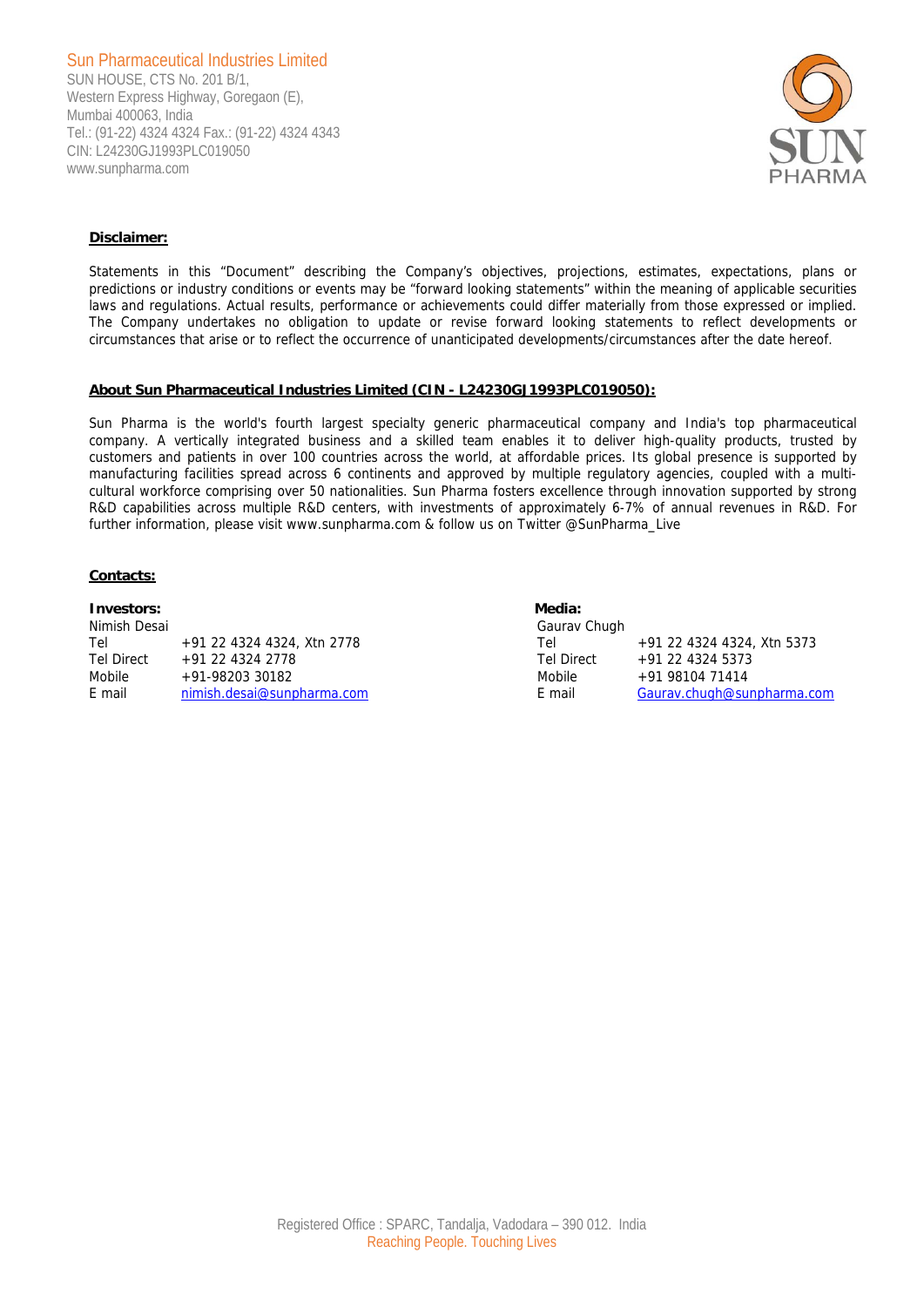Sun Pharmaceutical Industries Limited
SUN HOUSE, CTS No. 201 B/1,
Western Express Highway, Goregaon (E),
Mumbai 400063, India
Tel.: (91-22) 4324 4324 Fax.: (91-22) 4324 4343
CIN: L24230GJ1993PLC019050
www.sunpharma.com

**Disclaimer:**

Statements in this "Document" describing the Company's objectives, projections, estimates, expectations, plans or predictions or industry conditions or events may be "forward looking statements" within the meaning of applicable securities laws and regulations. Actual results, performance or achievements could differ materially from those expressed or implied. The Company undertakes no obligation to update or revise forward looking statements to reflect developments or circumstances that arise or to reflect the occurrence of unanticipated developments/circumstances after the date hereof.

**About Sun Pharmaceutical Industries Limited (CIN - L24230GJ1993PLC019050):**

Sun Pharma is the world's fourth largest specialty generic pharmaceutical company and India's top pharmaceutical company. A vertically integrated business and a skilled team enables it to deliver high-quality products, trusted by customers and patients in over 100 countries across the world, at affordable prices. Its global presence is supported by manufacturing facilities spread across 6 continents and approved by multiple regulatory agencies, coupled with a multi-cultural workforce comprising over 50 nationalities. Sun Pharma fosters excellence through innovation supported by strong R&D capabilities across multiple R&D centers, with investments of approximately 6-7% of annual revenues in R&D. For further information, please visit www.sunpharma.com & follow us on Twitter @SunPharma_Live

**Contacts:**

**Investors:**
Nimish Desai

| | |
|---|---|
| Tel | +91 22 4324 4324, Xtn 2778 |
| Tel Direct | +91 22 4324 2778 |
| Mobile | +91-98203 30182 |
| E mail | nimish.desai@sunpharma.com |

**Media:**
Gaurav Chugh

| | |
|---|---|
| Tel | +91 22 4324 4324, Xtn 5373 |
| Tel Direct | +91 22 4324 5373 |
| Mobile | +91 98104 71414 |
| E mail | Gaurav.chugh@sunpharma.com |

Registered Office : SPARC, Tandalja, Vadodara – 390 012. India
Reaching People. Touching Lives